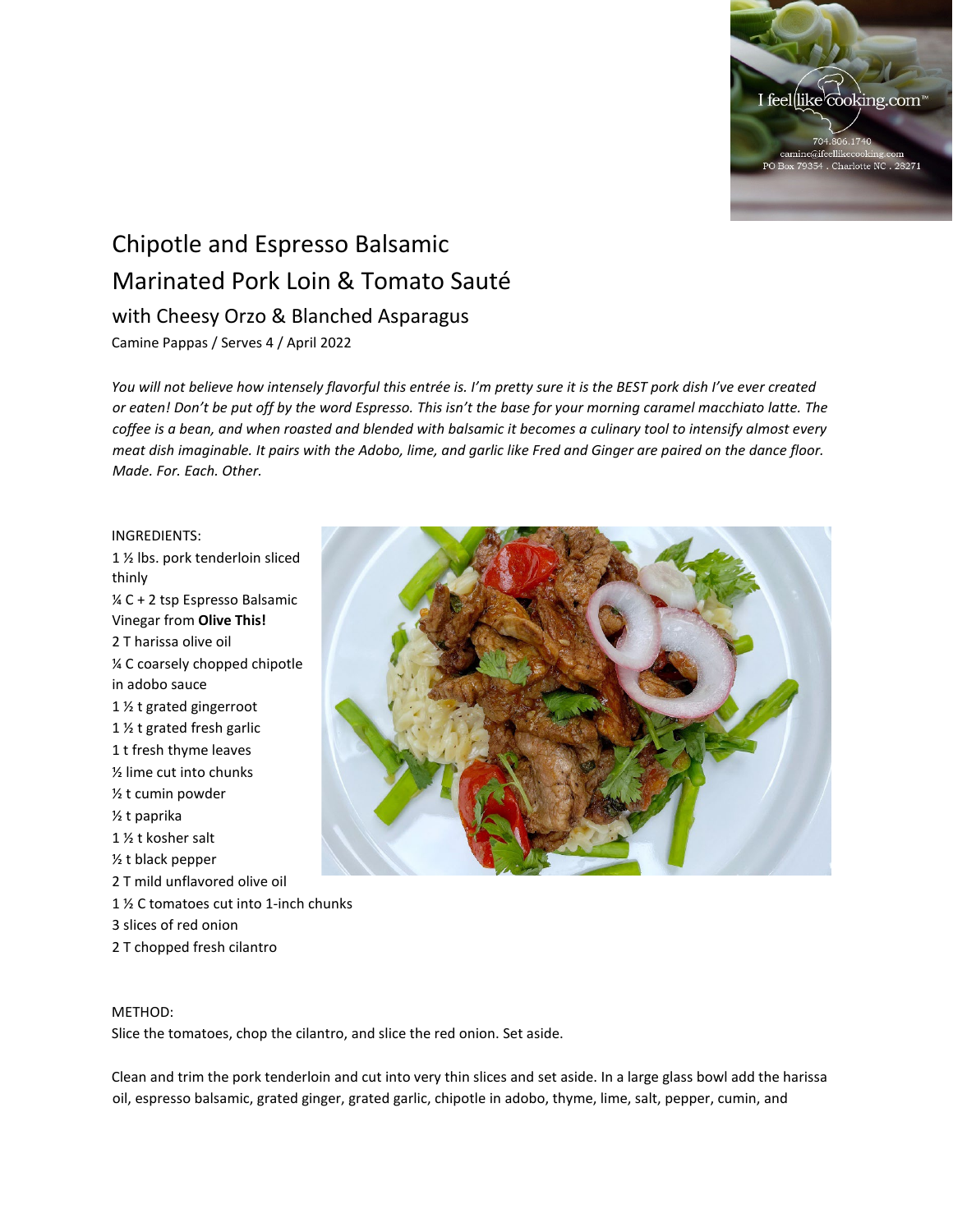# Chipotle and Espresso Balsamic Marinated Pork Loin & Tomato Sauté

## with Cheesy Orzo & Blanched Asparagus

Camine Pappas / Serves 4 / April 2022

*You will not believe how intensely flavorful this entrée is. I'm pretty sure it is the BEST pork dish I've ever created or eaten! Don't be put off by the word Espresso. This isn't the base for your morning caramel macchiato latte. The coffee is a bean, and when roasted and blended with balsamic it becomes a culinary tool to intensify almost every meat dish imaginable. It pairs with the Adobo, lime, and garlic like Fred and Ginger are paired on the dance floor. Made. For. Each. Other.*

INGREDIENTS:

1 ½ lbs. pork tenderloin sliced thinly
¼ C + 2 tsp Espresso Balsamic Vinegar from **Olive This!**
2 T harissa olive oil
¼ C coarsely chopped chipotle in adobo sauce
1 ½ t grated gingerroot
1 ½ t grated fresh garlic
1 t fresh thyme leaves
½ lime cut into chunks
½ t cumin powder
½ t paprika
1 ½ t kosher salt
½ t black pepper
2 T mild unflavored olive oil
1 ½ C tomatoes cut into 1-inch chunks
3 slices of red onion
2 T chopped fresh cilantro

METHOD:

Slice the tomatoes, chop the cilantro, and slice the red onion. Set aside.

Clean and trim the pork tenderloin and cut into very thin slices and set aside. In a large glass bowl add the harissa oil, espresso balsamic, grated ginger, grated garlic, chipotle in adobo, thyme, lime, salt, pepper, cumin, and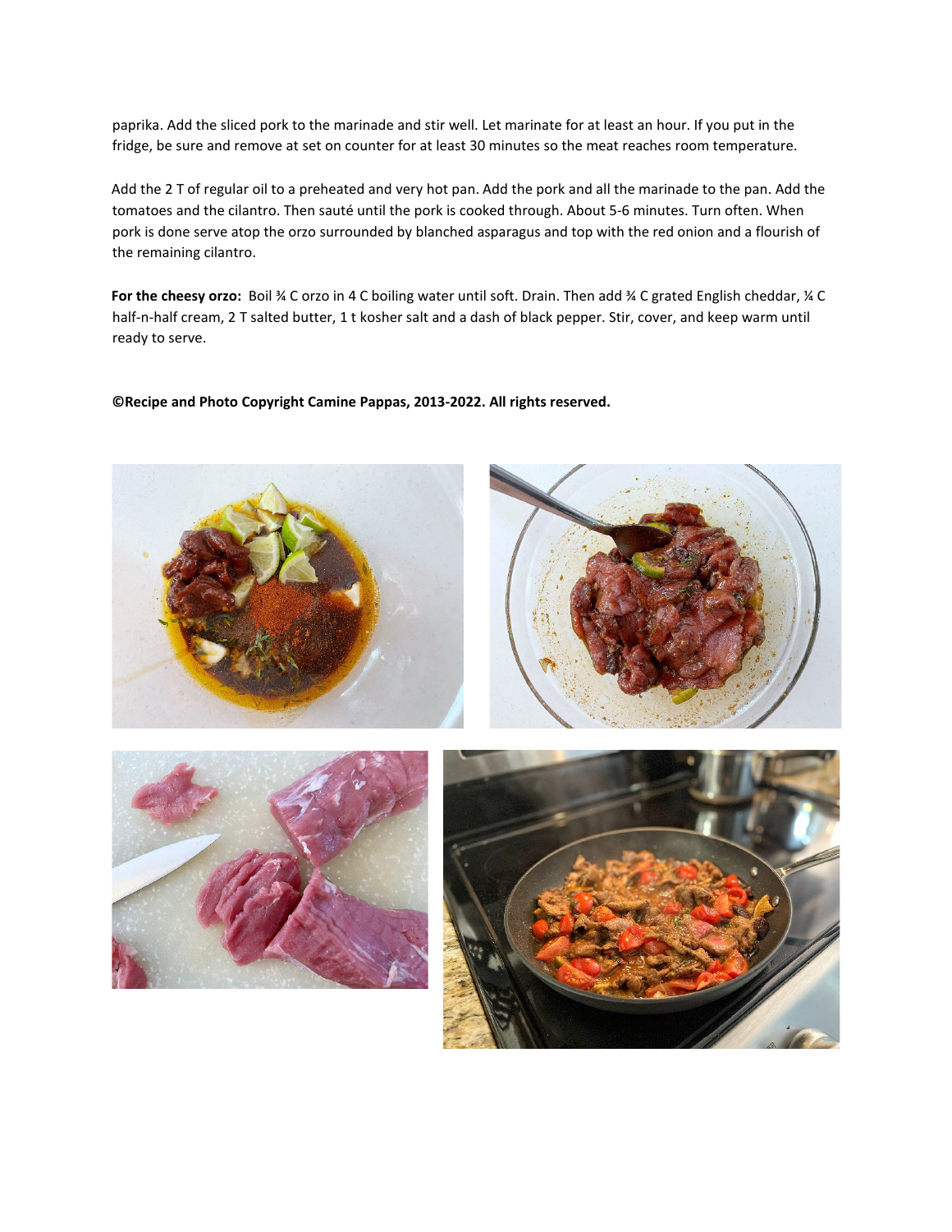paprika. Add the sliced pork to the marinade and stir well. Let marinate for at least an hour. If you put in the fridge, be sure and remove at set on counter for at least 30 minutes so the meat reaches room temperature.

Add the 2 T of regular oil to a preheated and very hot pan. Add the pork and all the marinade to the pan. Add the tomatoes and the cilantro. Then sauté until the pork is cooked through. About 5-6 minutes. Turn often. When pork is done serve atop the orzo surrounded by blanched asparagus and top with the red onion and a flourish of the remaining cilantro.

**For the cheesy orzo:** Boil ¾ C orzo in 4 C boiling water until soft. Drain. Then add ¾ C grated English cheddar, ¼ C half-n-half cream, 2 T salted butter, 1 t kosher salt and a dash of black pepper. Stir, cover, and keep warm until ready to serve.

**©Recipe and Photo Copyright Camine Pappas, 2013-2022. All rights reserved.**